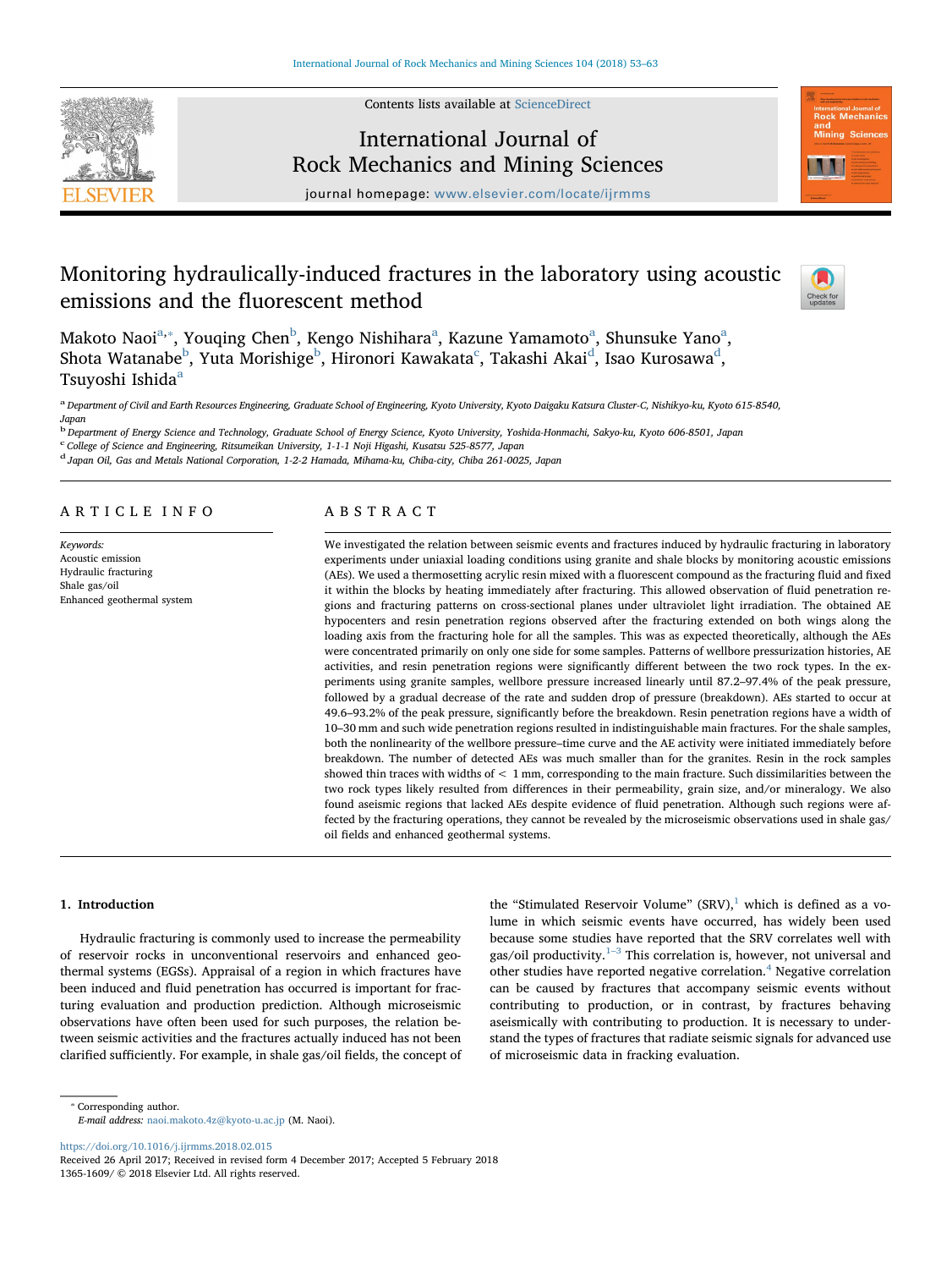Contents lists available at ScienceDirect

# International Journal of Rock Mechanics and Mining Sciences

journal homepage: www.elsevier.com/locate/ijrmms

# Monitoring hydraulically-induced fractures in the laboratory using acoustic emissions and the fluorescent method

Makoto Naoi[a,*], Youqing Chen[b], Kengo Nishihara[a], Kazune Yamamoto[a], Shunsuke Yano[a], Shota Watanabe[b], Yuta Morishige[b], Hironori Kawakata[c], Takashi Akai[d], Isao Kurosawa[d], Tsuyoshi Ishida[a]

[a] Department of Civil and Earth Resources Engineering, Graduate School of Engineering, Kyoto University, Kyoto Daigaku Katsura Cluster-C, Nishikyo-ku, Kyoto 615-8540, Japan

[b] Department of Energy Science and Technology, Graduate School of Energy Science, Kyoto University, Yoshida-Honmachi, Sakyo-ku, Kyoto 606-8501, Japan

[c] College of Science and Engineering, Ritsumeikan University, 1-1-1 Noji Higashi, Kusatsu 525-8577, Japan

[d] Japan Oil, Gas and Metals National Corporation, 1-2-2 Hamada, Mihama-ku, Chiba-city, Chiba 261-0025, Japan

## ARTICLE INFO

*Keywords:*
Acoustic emission
Hydraulic fracturing
Shale gas/oil
Enhanced geothermal system

## ABSTRACT

We investigated the relation between seismic events and fractures induced by hydraulic fracturing in laboratory experiments under uniaxial loading conditions using granite and shale blocks by monitoring acoustic emissions (AEs). We used a thermosetting acrylic resin mixed with a fluorescent compound as the fracturing fluid and fixed it within the blocks by heating immediately after fracturing. This allowed observation of fluid penetration regions and fracturing patterns on cross-sectional planes under ultraviolet light irradiation. The obtained AE hypocenters and resin penetration regions observed after the fracturing extended on both wings along the loading axis from the fracturing hole for all the samples. This was as expected theoretically, although the AEs were concentrated primarily on only one side for some samples. Patterns of wellbore pressurization histories, AE activities, and resin penetration regions were significantly different between the two rock types. In the experiments using granite samples, wellbore pressure increased linearly until 87.2–97.4% of the peak pressure, followed by a gradual decrease of the rate and sudden drop of pressure (breakdown). AEs started to occur at 49.6–93.2% of the peak pressure, significantly before the breakdown. Resin penetration regions have a width of 10–30 mm and such wide penetration regions resulted in indistinguishable main fractures. For the shale samples, both the nonlinearity of the wellbore pressure–time curve and the AE activity were initiated immediately before breakdown. The number of detected AEs was much smaller than for the granites. Resin in the rock samples showed thin traces with widths of < 1 mm, corresponding to the main fracture. Such dissimilarities between the two rock types likely resulted from differences in their permeability, grain size, and/or mineralogy. We also found aseismic regions that lacked AEs despite evidence of fluid penetration. Although such regions were affected by the fracturing operations, they cannot be revealed by the microseismic observations used in shale gas/oil fields and enhanced geothermal systems.

## 1. Introduction

Hydraulic fracturing is commonly used to increase the permeability of reservoir rocks in unconventional reservoirs and enhanced geothermal systems (EGSs). Appraisal of a region in which fractures have been induced and fluid penetration has occurred is important for fracturing evaluation and production prediction. Although microseismic observations have often been used for such purposes, the relation between seismic activities and the fractures actually induced has not been clarified sufficiently. For example, in shale gas/oil fields, the concept of the "Stimulated Reservoir Volume" (SRV),[1] which is defined as a volume in which seismic events have occurred, has widely been used because some studies have reported that the SRV correlates well with gas/oil productivity.[1–3] This correlation is, however, not universal and other studies have reported negative correlation.[4] Negative correlation can be caused by fractures that accompany seismic events without contributing to production, or in contrast, by fractures behaving aseismically with contributing to production. It is necessary to understand the types of fractures that radiate seismic signals for advanced use of microseismic data in fracking evaluation.

* Corresponding author.
*E-mail address:* naoi.makoto.4z@kyoto-u.ac.jp (M. Naoi).

https://doi.org/10.1016/j.ijrmms.2018.02.015
Received 26 April 2017; Received in revised form 4 December 2017; Accepted 5 February 2018
1365-1609/ © 2018 Elsevier Ltd. All rights reserved.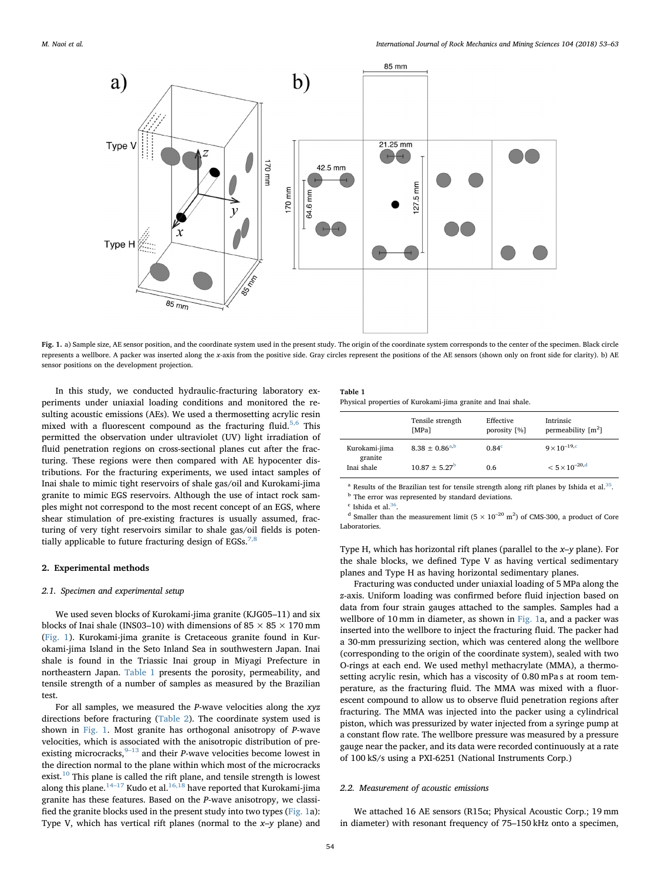**Fig. 1.** a) Sample size, AE sensor position, and the coordinate system used in the present study. The origin of the coordinate system corresponds to the center of the specimen. Black circle represents a wellbore. A packer was inserted along the *x*-axis from the positive side. Gray circles represent the positions of the AE sensors (shown only on front side for clarity). b) AE sensor positions on the development projection.

In this study, we conducted hydraulic-fracturing laboratory experiments under uniaxial loading conditions and monitored the resulting acoustic emissions (AEs). We used a thermosetting acrylic resin mixed with a fluorescent compound as the fracturing fluid.[5,6] This permitted the observation under ultraviolet (UV) light irradiation of fluid penetration regions on cross-sectional planes cut after the fracturing. These regions were then compared with AE hypocenter distributions. For the fracturing experiments, we used intact samples of Inai shale to mimic tight reservoirs of shale gas/oil and Kurokami-jima granite to mimic EGS reservoirs. Although the use of intact rock samples might not correspond to the most recent concept of an EGS, where shear stimulation of pre-existing fractures is usually assumed, fracturing of very tight reservoirs similar to shale gas/oil fields is potentially applicable to future fracturing design of EGSs.[7,8]

## 2. Experimental methods

### 2.1. Specimen and experimental setup

We used seven blocks of Kurokami-jima granite (KJG05–11) and six blocks of Inai shale (INS03–10) with dimensions of 85 × 85 × 170 mm (Fig. 1). Kurokami-jima granite is Cretaceous granite found in Kurokami-jima Island in the Seto Inland Sea in southwestern Japan. Inai shale is found in the Triassic Inai group in Miyagi Prefecture in northeastern Japan. Table 1 presents the porosity, permeability, and tensile strength of a number of samples as measured by the Brazilian test.

For all samples, we measured the *P*-wave velocities along the *xyz* directions before fracturing (Table 2). The coordinate system used is shown in Fig. 1. Most granite has orthogonal anisotropy of *P*-wave velocities, which is associated with the anisotropic distribution of pre-existing microcracks,[9–13] and their *P*-wave velocities become lowest in the direction normal to the plane within which most of the microcracks exist.[10] This plane is called the rift plane, and tensile strength is lowest along this plane.[14–17] Kudo et al.[16,18] have reported that Kurokami-jima granite has these features. Based on the *P*-wave anisotropy, we classified the granite blocks used in the present study into two types (Fig. 1a): Type V, which has vertical rift planes (normal to the *x*–*y* plane) and Type H, which has horizontal rift planes (parallel to the *x*–*y* plane). For the shale blocks, we defined Type V as having vertical sedimentary planes and Type H as having horizontal sedimentary planes.

**Table 1**
Physical properties of Kurokami-jima granite and Inai shale.

| | Tensile strength [MPa] | Effective porosity [%] | Intrinsic permeability [m$^2$] |
|---|---|---|---|
| Kurokami-jima granite | 8.38 ± 0.86[a,b] | 0.84[c] | $9 \times 10^{-19}$[c] |
| Inai shale | 10.87 ± 5.27[b] | 0.6 | $< 5 \times 10^{-20}$[d] |

[a] Results of the Brazilian test for tensile strength along rift planes by Ishida et al.[35].
[b] The error was represented by standard deviations.
[c] Ishida et al.[36].
[d] Smaller than the measurement limit ($5 \times 10^{-20}$ m$^2$) of CMS-300, a product of Core Laboratories.

Fracturing was conducted under uniaxial loading of 5 MPa along the *z*-axis. Uniform loading was confirmed before fluid injection based on data from four strain gauges attached to the samples. Samples had a wellbore of 10 mm in diameter, as shown in Fig. 1a, and a packer was inserted into the wellbore to inject the fracturing fluid. The packer had a 30-mm pressurizing section, which was centered along the wellbore (corresponding to the origin of the coordinate system), sealed with two O-rings at each end. We used methyl methacrylate (MMA), a thermosetting acrylic resin, which has a viscosity of 0.80 mPa s at room temperature, as the fracturing fluid. The MMA was mixed with a fluorescent compound to allow us to observe fluid penetration regions after fracturing. The MMA was injected into the packer using a cylindrical piston, which was pressurized by water injected from a syringe pump at a constant flow rate. The wellbore pressure was measured by a pressure gauge near the packer, and its data were recorded continuously at a rate of 100 kS/s using a PXI-6251 (National Instruments Corp.)

### 2.2. Measurement of acoustic emissions

We attached 16 AE sensors (R15α; Physical Acoustic Corp.; 19 mm in diameter) with resonant frequency of 75–150 kHz onto a specimen,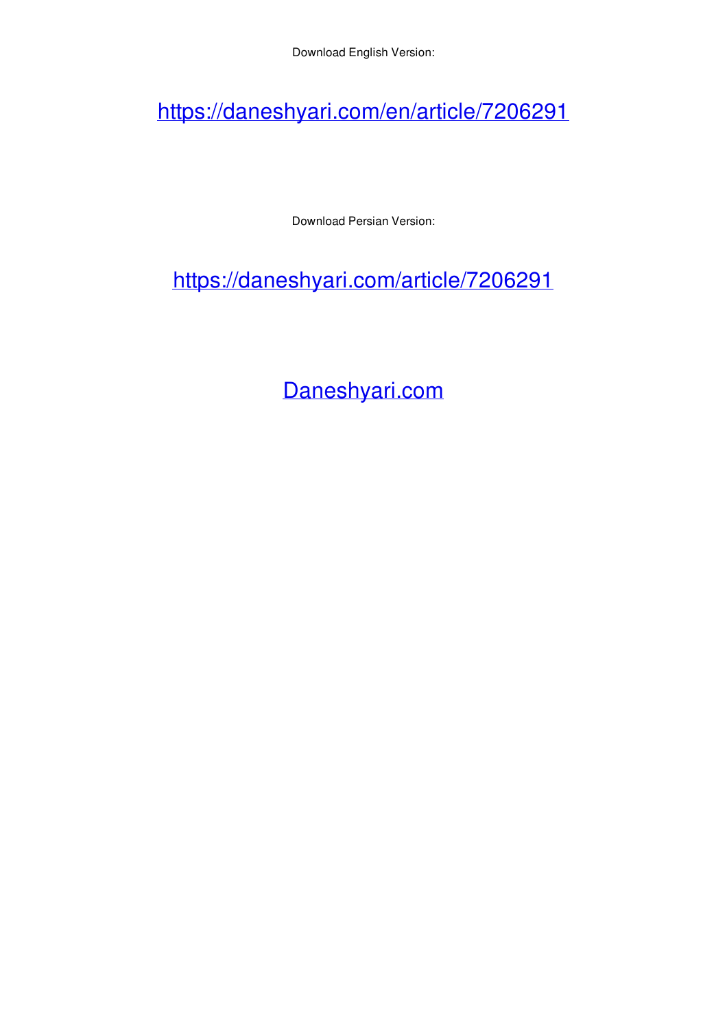Download English Version:

https://daneshyari.com/en/article/7206291

Download Persian Version:

https://daneshyari.com/article/7206291

Daneshyari.com